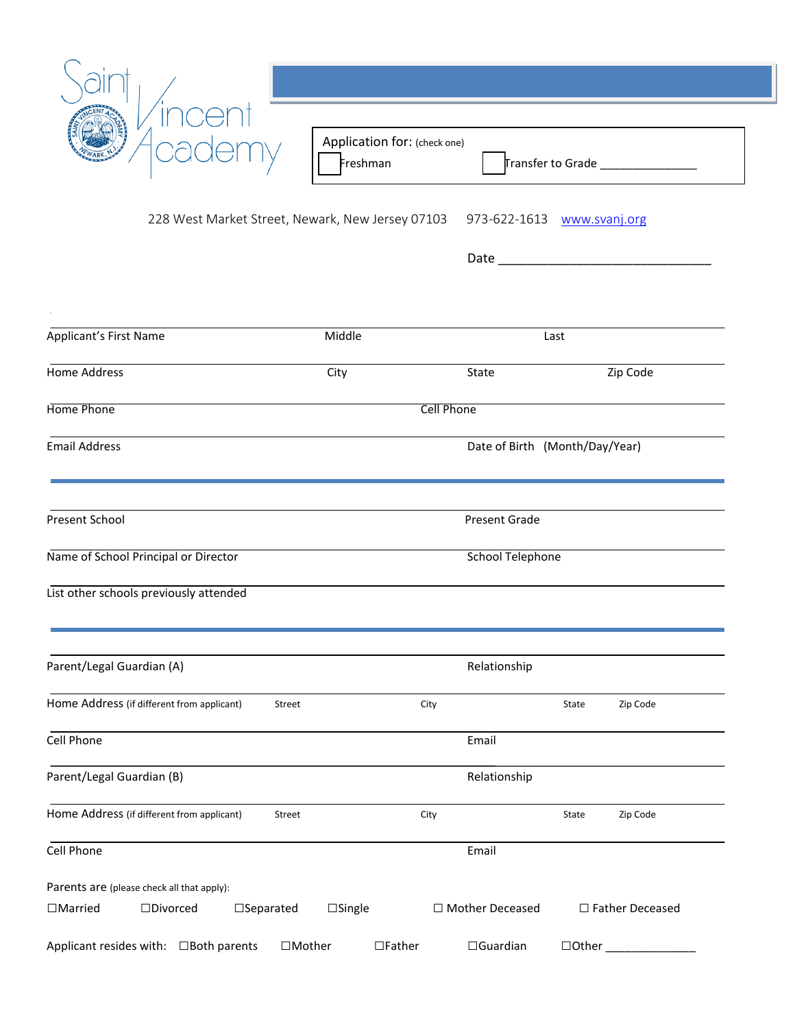# Saint Vincent Academy

Application for: (check one)

☐ Freshman ☐ Transfer to Grade ______________

228 West Market Street, Newark, New Jersey 07103 973-622-1613 www.svanj.org

Date ______________________________

Applicant's First Name Middle Last

Home Address City State Zip Code

Home Phone Cell Phone

Email Address Date of Birth (Month/Day/Year)

---

Present School Present Grade

Name of School Principal or Director School Telephone

List other schools previously attended

---

Parent/Legal Guardian (A) Relationship

Home Address (if different from applicant) Street City State Zip Code

Cell Phone Email

Parent/Legal Guardian (B) Relationship

Home Address (if different from applicant) Street City State Zip Code

Cell Phone Email

Parents are (please check all that apply):

☐Married ☐Divorced ☐Separated ☐Single ☐ Mother Deceased ☐ Father Deceased

Applicant resides with: ☐Both parents ☐Mother ☐Father ☐Guardian ☐Other ______________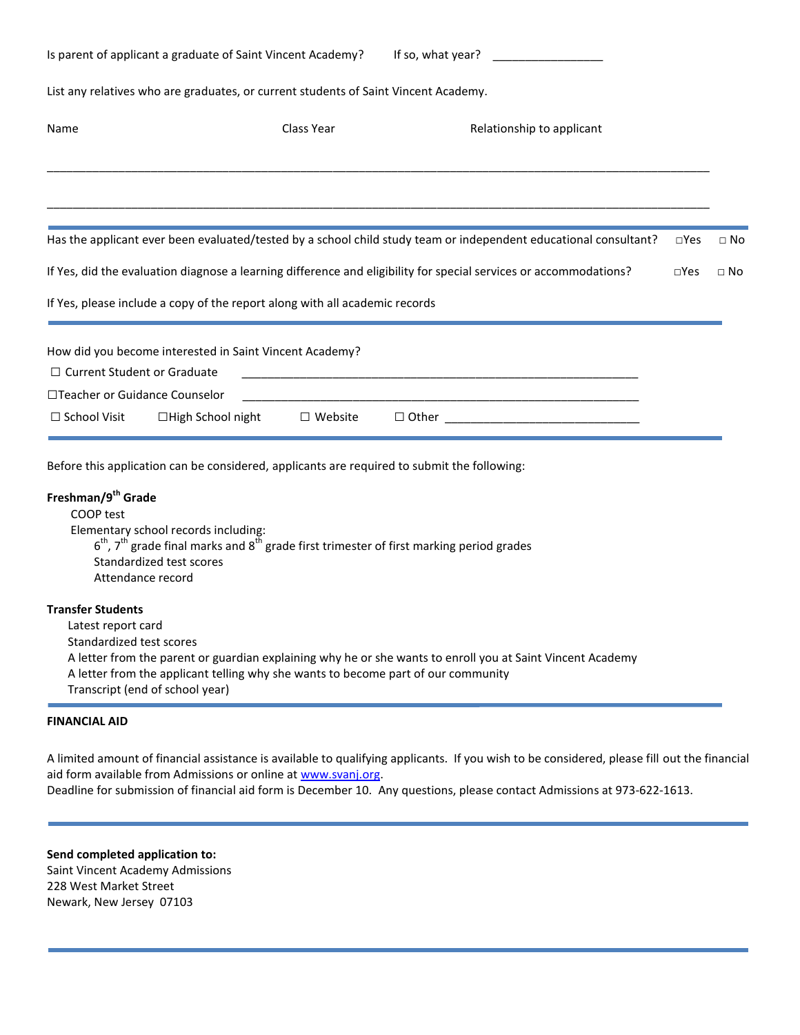Is parent of applicant a graduate of Saint Vincent Academy? If so, what year? _________________

List any relatives who are graduates, or current students of Saint Vincent Academy.

| Name | Class Year | Relationship to applicant |
| --- | --- | --- |
| | | |
| | | |

---

Has the applicant ever been evaluated/tested by a school child study team or independent educational consultant? □Yes □ No

If Yes, did the evaluation diagnose a learning difference and eligibility for special services or accommodations? □Yes □ No

If Yes, please include a copy of the report along with all academic records

---

How did you become interested in Saint Vincent Academy?

☐ Current Student or Graduate _______________________________________________________________

☐Teacher or Guidance Counselor _______________________________________________________________

☐ School Visit ☐High School night ☐ Website ☐ Other ______________________________

---

Before this application can be considered, applicants are required to submit the following:

**Freshman/9th Grade**

- COOP test
- Elementary school records including:
  - 6th, 7th grade final marks and 8th grade first trimester of first marking period grades
  - Standardized test scores
  - Attendance record

**Transfer Students**

- Latest report card
- Standardized test scores
- A letter from the parent or guardian explaining why he or she wants to enroll you at Saint Vincent Academy
- A letter from the applicant telling why she wants to become part of our community
- Transcript (end of school year)

---

**FINANCIAL AID**

A limited amount of financial assistance is available to qualifying applicants. If you wish to be considered, please fill out the financial aid form available from Admissions or online at www.svanj.org.
Deadline for submission of financial aid form is December 10. Any questions, please contact Admissions at 973-622-1613.

---

**Send completed application to:**
Saint Vincent Academy Admissions
228 West Market Street
Newark, New Jersey 07103